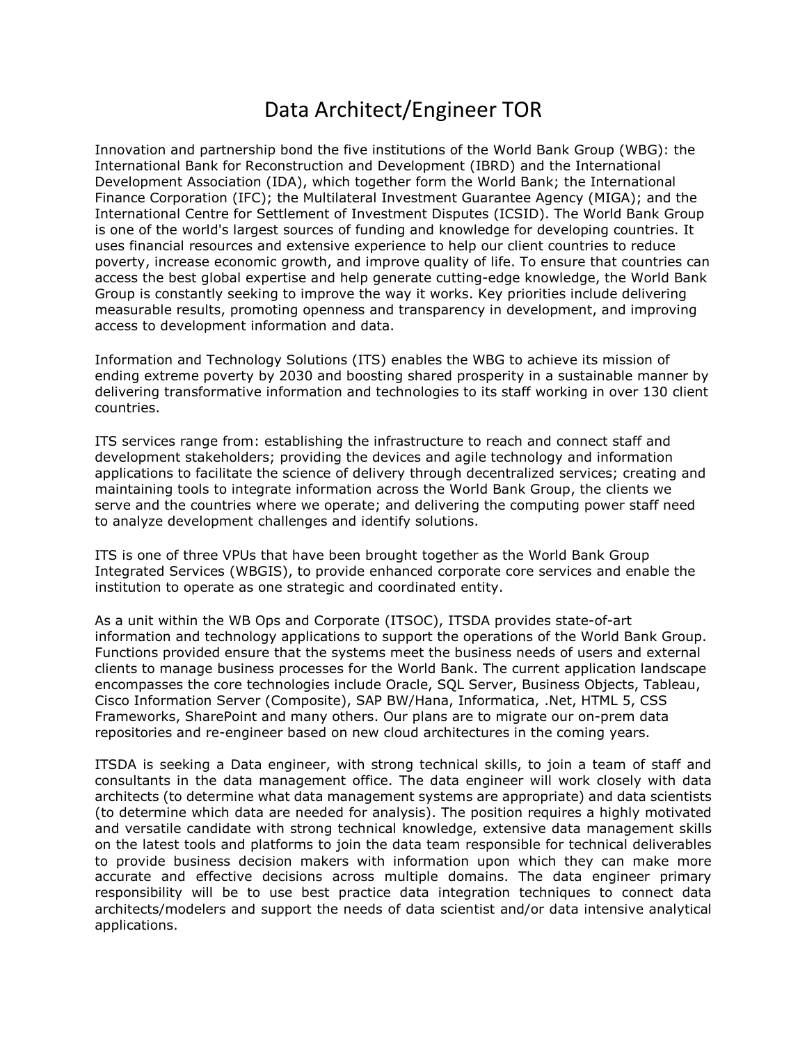# Data Architect/Engineer TOR

Innovation and partnership bond the five institutions of the World Bank Group (WBG): the International Bank for Reconstruction and Development (IBRD) and the International Development Association (IDA), which together form the World Bank; the International Finance Corporation (IFC); the Multilateral Investment Guarantee Agency (MIGA); and the International Centre for Settlement of Investment Disputes (ICSID). The World Bank Group is one of the world's largest sources of funding and knowledge for developing countries. It uses financial resources and extensive experience to help our client countries to reduce poverty, increase economic growth, and improve quality of life. To ensure that countries can access the best global expertise and help generate cutting-edge knowledge, the World Bank Group is constantly seeking to improve the way it works. Key priorities include delivering measurable results, promoting openness and transparency in development, and improving access to development information and data.

Information and Technology Solutions (ITS) enables the WBG to achieve its mission of ending extreme poverty by 2030 and boosting shared prosperity in a sustainable manner by delivering transformative information and technologies to its staff working in over 130 client countries.

ITS services range from: establishing the infrastructure to reach and connect staff and development stakeholders; providing the devices and agile technology and information applications to facilitate the science of delivery through decentralized services; creating and maintaining tools to integrate information across the World Bank Group, the clients we serve and the countries where we operate; and delivering the computing power staff need to analyze development challenges and identify solutions.

ITS is one of three VPUs that have been brought together as the World Bank Group Integrated Services (WBGIS), to provide enhanced corporate core services and enable the institution to operate as one strategic and coordinated entity.

As a unit within the WB Ops and Corporate (ITSOC), ITSDA provides state-of-art information and technology applications to support the operations of the World Bank Group. Functions provided ensure that the systems meet the business needs of users and external clients to manage business processes for the World Bank. The current application landscape encompasses the core technologies include Oracle, SQL Server, Business Objects, Tableau, Cisco Information Server (Composite), SAP BW/Hana, Informatica, .Net, HTML 5, CSS Frameworks, SharePoint and many others. Our plans are to migrate our on-prem data repositories and re-engineer based on new cloud architectures in the coming years.

ITSDA is seeking a Data engineer, with strong technical skills, to join a team of staff and consultants in the data management office. The data engineer will work closely with data architects (to determine what data management systems are appropriate) and data scientists (to determine which data are needed for analysis). The position requires a highly motivated and versatile candidate with strong technical knowledge, extensive data management skills on the latest tools and platforms to join the data team responsible for technical deliverables to provide business decision makers with information upon which they can make more accurate and effective decisions across multiple domains. The data engineer primary responsibility will be to use best practice data integration techniques to connect data architects/modelers and support the needs of data scientist and/or data intensive analytical applications.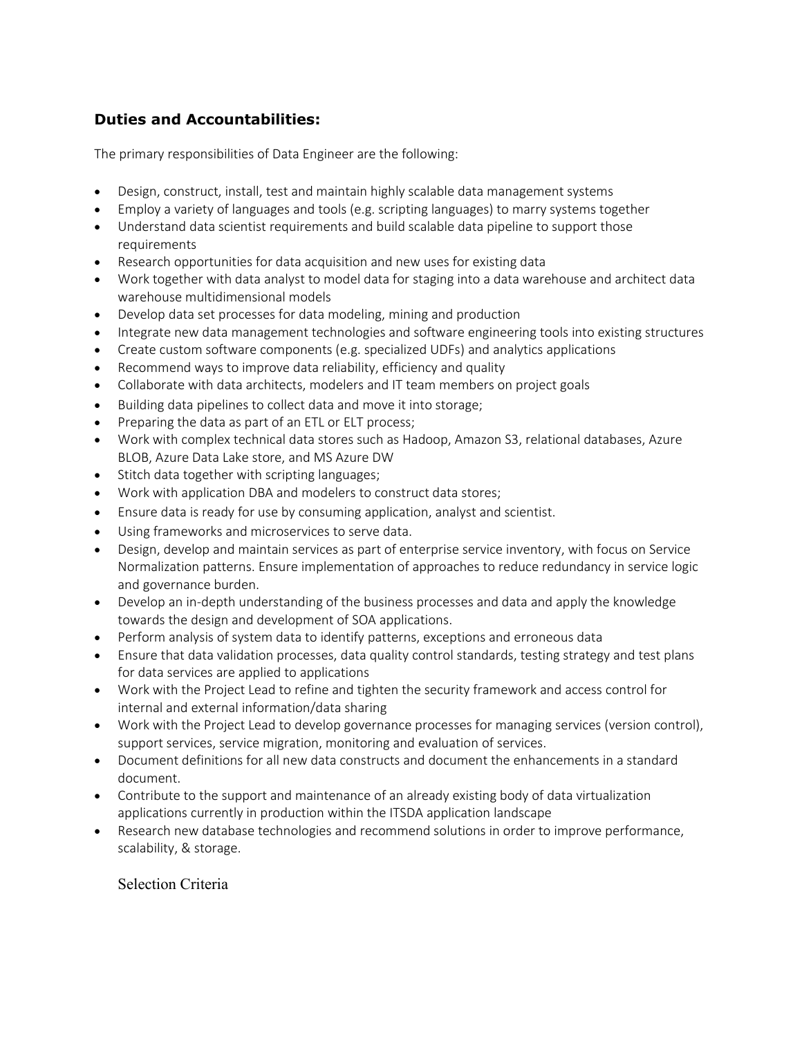### **Duties and Accountabilities:**

The primary responsibilities of Data Engineer are the following:

- Design, construct, install, test and maintain highly scalable data management systems
- Employ a variety of languages and tools (e.g. scripting languages) to marry systems together
- Understand data scientist requirements and build scalable data pipeline to support those requirements
- Research opportunities for data acquisition and new uses for existing data
- Work together with data analyst to model data for staging into a data warehouse and architect data warehouse multidimensional models
- Develop data set processes for data modeling, mining and production
- Integrate new data management technologies and software engineering tools into existing structures
- Create custom software components (e.g. specialized UDFs) and analytics applications
- Recommend ways to improve data reliability, efficiency and quality
- Collaborate with data architects, modelers and IT team members on project goals
- Building data pipelines to collect data and move it into storage;
- Preparing the data as part of an ETL or ELT process;
- Work with complex technical data stores such as Hadoop, Amazon S3, relational databases, Azure BLOB, Azure Data Lake store, and MS Azure DW
- Stitch data together with scripting languages;
- Work with application DBA and modelers to construct data stores;
- Ensure data is ready for use by consuming application, analyst and scientist.
- Using frameworks and microservices to serve data.
- Design, develop and maintain services as part of enterprise service inventory, with focus on Service Normalization patterns. Ensure implementation of approaches to reduce redundancy in service logic and governance burden.
- Develop an in-depth understanding of the business processes and data and apply the knowledge towards the design and development of SOA applications.
- Perform analysis of system data to identify patterns, exceptions and erroneous data
- Ensure that data validation processes, data quality control standards, testing strategy and test plans for data services are applied to applications
- Work with the Project Lead to refine and tighten the security framework and access control for internal and external information/data sharing
- Work with the Project Lead to develop governance processes for managing services (version control), support services, service migration, monitoring and evaluation of services.
- Document definitions for all new data constructs and document the enhancements in a standard document.
- Contribute to the support and maintenance of an already existing body of data virtualization applications currently in production within the ITSDA application landscape
- Research new database technologies and recommend solutions in order to improve performance, scalability, & storage.

### Selection Criteria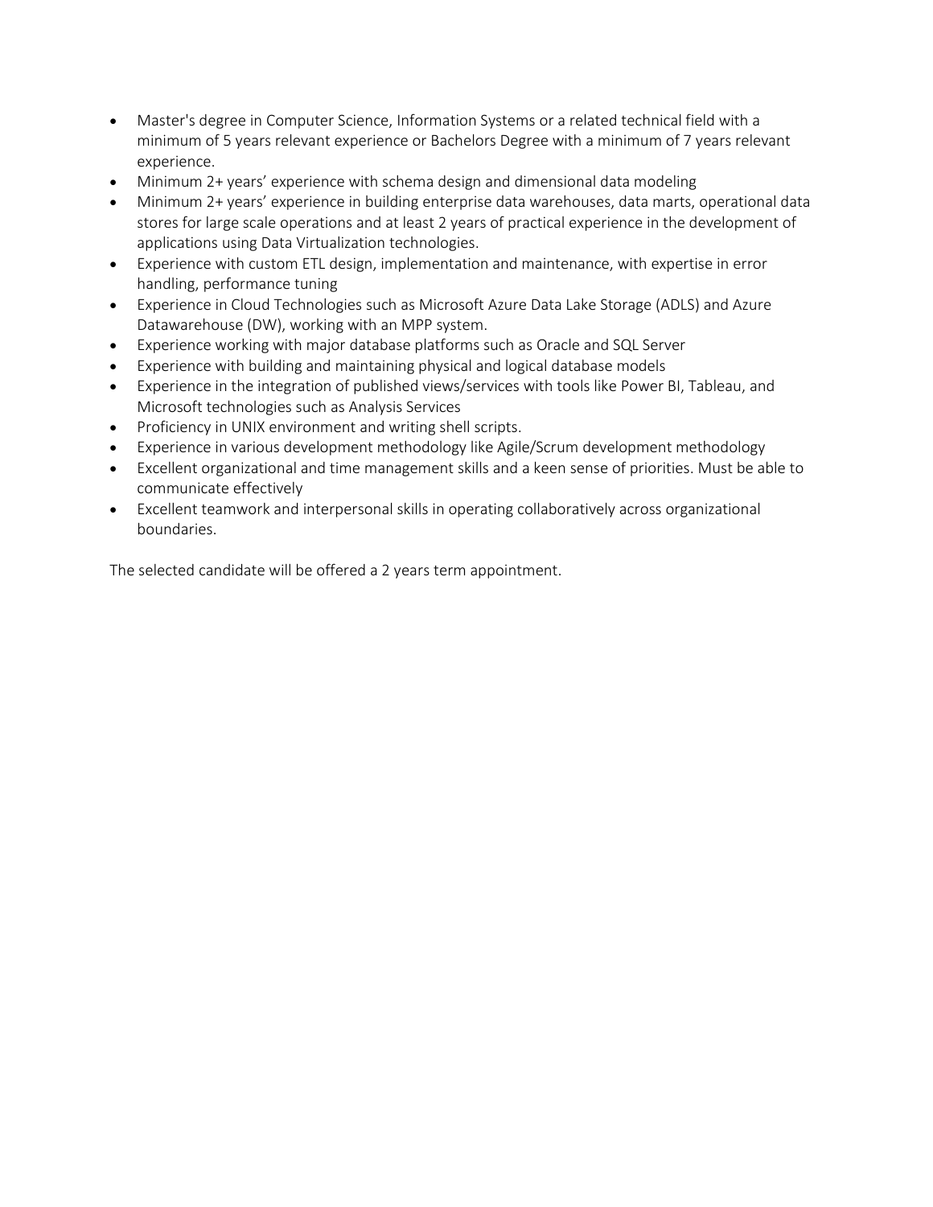- Master's degree in Computer Science, Information Systems or a related technical field with a minimum of 5 years relevant experience or Bachelors Degree with a minimum of 7 years relevant experience.
- Minimum 2+ years' experience with schema design and dimensional data modeling
- Minimum 2+ years' experience in building enterprise data warehouses, data marts, operational data stores for large scale operations and at least 2 years of practical experience in the development of applications using Data Virtualization technologies.
- Experience with custom ETL design, implementation and maintenance, with expertise in error handling, performance tuning
- Experience in Cloud Technologies such as Microsoft Azure Data Lake Storage (ADLS) and Azure Datawarehouse (DW), working with an MPP system.
- Experience working with major database platforms such as Oracle and SQL Server
- Experience with building and maintaining physical and logical database models
- Experience in the integration of published views/services with tools like Power BI, Tableau, and Microsoft technologies such as Analysis Services
- Proficiency in UNIX environment and writing shell scripts.
- Experience in various development methodology like Agile/Scrum development methodology
- Excellent organizational and time management skills and a keen sense of priorities. Must be able to communicate effectively
- Excellent teamwork and interpersonal skills in operating collaboratively across organizational boundaries.

The selected candidate will be offered a 2 years term appointment.